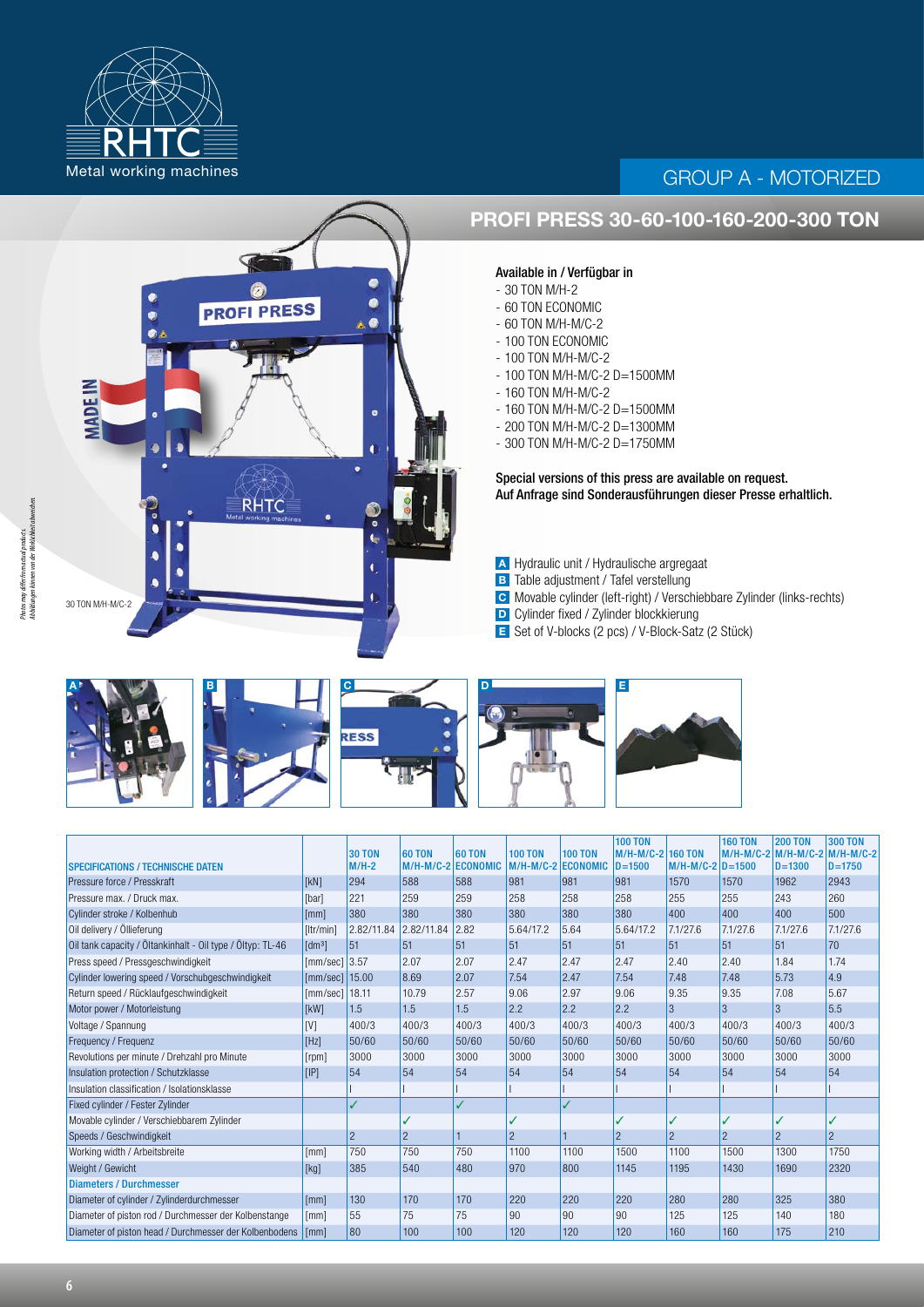RHTC
Metal working machines

GROUP A - MOTORIZED

# PROFI PRESS 30-60-100-160-200-300 TON

**Available in / Verfügbar in**
- 30 TON M/H-2
- 60 TON ECONOMIC
- 60 TON M/H-M/C-2
- 100 TON ECONOMIC
- 100 TON M/H-M/C-2
- 100 TON M/H-M/C-2 D=1500MM
- 160 TON M/H-M/C-2
- 160 TON M/H-M/C-2 D=1500MM
- 200 TON M/H-M/C-2 D=1300MM
- 300 TON M/H-M/C-2 D=1750MM

**Special versions of this press are available on request.**
**Auf Anfrage sind Sonderausführungen dieser Presse erhältlich.**

- **A** Hydraulic unit / Hydraulische argregaat
- **B** Table adjustment / Tafel verstellung
- **C** Movable cylinder (left-right) / Verschiebbare Zylinder (links-rechts)
- **D** Cylinder fixed / Zylinder blockkierung
- **E** Set of V-blocks (2 pcs) / V-Block-Satz (2 Stück)

30 TON M/H-M/C-2

Photos may differ from actual products. Abbildungen können von der Wirklichkeit abweichen.

| SPECIFICATIONS / TECHNISCHE DATEN | | 30 TON M/H-2 | 60 TON M/H-M/C-2 | 60 TON ECONOMIC | 100 TON M/H-M/C-2 | 100 TON ECONOMIC | 100 TON M/H-M/C-2 D=1500 | 160 TON M/H-M/C-2 | 160 TON M/H-M/C-2 D=1500 | 200 TON M/H-M/C-2 D=1300 | 300 TON M/H-M/C-2 D=1750 |
|---|---|---|---|---|---|---|---|---|---|---|---|
| Pressure force / Presskraft | [kN] | 294 | 588 | 588 | 981 | 981 | 981 | 1570 | 1570 | 1962 | 2943 |
| Pressure max. / Druck max. | [bar] | 221 | 259 | 259 | 258 | 258 | 258 | 255 | 255 | 243 | 260 |
| Cylinder stroke / Kolbenhub | [mm] | 380 | 380 | 380 | 380 | 380 | 380 | 400 | 400 | 400 | 500 |
| Oil delivery / Öllieferung | [ltr/min] | 2.82/11.84 | 2.82/11.84 | 2.82 | 5.64/17.2 | 5.64 | 5.64/17.2 | 7.1/27.6 | 7.1/27.6 | 7.1/27.6 | 7.1/27.6 |
| Oil tank capacity / Öltankinhalt - Oil type / Öltyp: TL-46 | [dm³] | 51 | 51 | 51 | 51 | 51 | 51 | 51 | 51 | 51 | 70 |
| Press speed / Pressgeschwindigkeit | [mm/sec] | 3.57 | 2.07 | 2.07 | 2.47 | 2.47 | 2.47 | 2.40 | 2.40 | 1.84 | 1.74 |
| Cylinder lowering speed / Vorschubgeschwindigkeit | [mm/sec] | 15.00 | 8.69 | 2.07 | 7.54 | 2.47 | 7.54 | 7.48 | 7.48 | 5.73 | 4.9 |
| Return speed / Rücklaufgeschwindigkeit | [mm/sec] | 18.11 | 10.79 | 2.57 | 9.06 | 2.97 | 9.06 | 9.35 | 9.35 | 7.08 | 5.67 |
| Motor power / Motorleistung | [kW] | 1.5 | 1.5 | 1.5 | 2.2 | 2.2 | 2.2 | 3 | 3 | 3 | 5.5 |
| Voltage / Spannung | [V] | 400/3 | 400/3 | 400/3 | 400/3 | 400/3 | 400/3 | 400/3 | 400/3 | 400/3 | 400/3 |
| Frequency / Frequenz | [Hz] | 50/60 | 50/60 | 50/60 | 50/60 | 50/60 | 50/60 | 50/60 | 50/60 | 50/60 | 50/60 |
| Revolutions per minute / Drehzahl pro Minute | [rpm] | 3000 | 3000 | 3000 | 3000 | 3000 | 3000 | 3000 | 3000 | 3000 | 3000 |
| Insulation protection / Schutzklasse | [IP] | 54 | 54 | 54 | 54 | 54 | 54 | 54 | 54 | 54 | 54 |
| Insulation classification / Isolationsklasse | | I | I | I | I | I | I | I | I | I | I |
| Fixed cylinder / Fester Zylinder | | ✓ | | ✓ | | ✓ | | | | | |
| Movable cylinder / Verschiebbarem Zylinder | | | ✓ | | ✓ | | ✓ | ✓ | ✓ | ✓ | ✓ |
| Speeds / Geschwindigkeit | | 2 | 2 | 1 | 2 | 1 | 2 | 2 | 2 | 2 | 2 |
| Working width / Arbeitsbreite | [mm] | 750 | 750 | 750 | 1100 | 1100 | 1500 | 1100 | 1500 | 1300 | 1750 |
| Weight / Gewicht | [kg] | 385 | 540 | 480 | 970 | 800 | 1145 | 1195 | 1430 | 1690 | 2320 |
| **Diameters / Durchmesser** | | | | | | | | | | | |
| Diameter of cylinder / Zylinderdurchmesser | [mm] | 130 | 170 | 170 | 220 | 220 | 220 | 280 | 280 | 325 | 380 |
| Diameter of piston rod / Durchmesser der Kolbenstange | [mm] | 55 | 75 | 75 | 90 | 90 | 90 | 125 | 125 | 140 | 180 |
| Diameter of piston head / Durchmesser der Kolbenbodens | [mm] | 80 | 100 | 100 | 120 | 120 | 120 | 160 | 160 | 175 | 210 |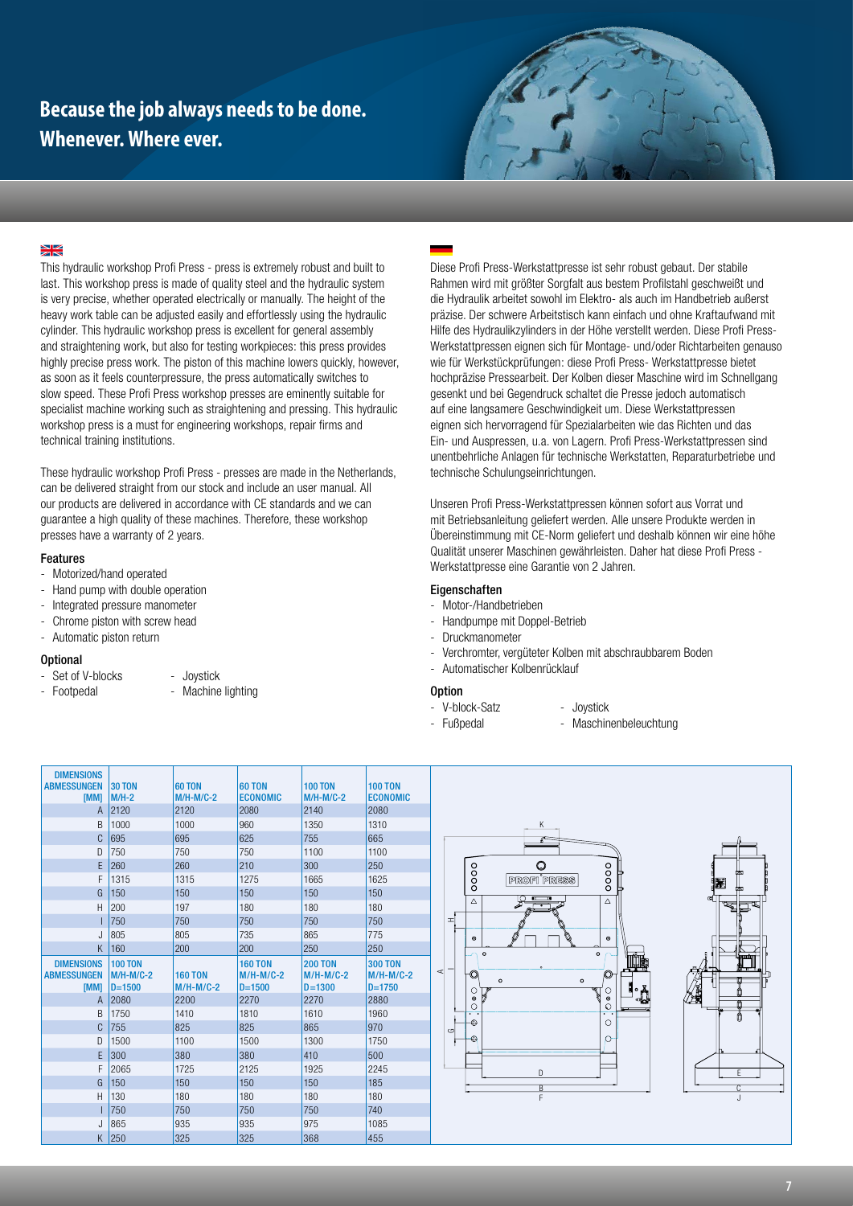# Because the job always needs to be done. Whenever. Where ever.

This hydraulic workshop Profi Press - press is extremely robust and built to last. This workshop press is made of quality steel and the hydraulic system is very precise, whether operated electrically or manually. The height of the heavy work table can be adjusted easily and effortlessly using the hydraulic cylinder. This hydraulic workshop press is excellent for general assembly and straightening work, but also for testing workpieces: this press provides highly precise press work. The piston of this machine lowers quickly, however, as soon as it feels counterpressure, the press automatically switches to slow speed. These Profi Press workshop presses are eminently suitable for specialist machine working such as straightening and pressing. This hydraulic workshop press is a must for engineering workshops, repair firms and technical training institutions.

These hydraulic workshop Profi Press - presses are made in the Netherlands, can be delivered straight from our stock and include an user manual. All our products are delivered in accordance with CE standards and we can guarantee a high quality of these machines. Therefore, these workshop presses have a warranty of 2 years.

### Features

- Motorized/hand operated
- Hand pump with double operation
- Integrated pressure manometer
- Chrome piston with screw head
- Automatic piston return

### Optional

- Set of V-blocks
- Footpedal
- Joystick
- Machine lighting

Diese Profi Press-Werkstattpresse ist sehr robust gebaut. Der stabile Rahmen wird mit größter Sorgfalt aus bestem Profilstahl geschweißt und die Hydraulik arbeitet sowohl im Elektro- als auch im Handbetrieb äußerst präzise. Der schwere Arbeitstisch kann einfach und ohne Kraftaufwand mit Hilfe des Hydraulikzylinders in der Höhe verstellt werden. Diese Profi Press-Werkstattpressen eignen sich für Montage- und/oder Richtarbeiten genauso wie für Werkstückprüfungen: diese Profi Press- Werkstattpresse bietet hochpräzise Pressearbeit. Der Kolben dieser Maschine wird im Schnellgang gesenkt und bei Gegendruck schaltet die Presse jedoch automatisch auf eine langsamere Geschwindigkeit um. Diese Werkstattpressen eignen sich hervorragend für Spezialarbeiten wie das Richten und das Ein- und Auspressen, u.a. von Lagern. Profi Press-Werkstattpressen sind unentbehrliche Anlagen für technische Werkstatten, Reparaturbetriebe und technische Schulungseinrichtungen.

Unseren Profi Press-Werkstattpressen können sofort aus Vorrat und mit Betriebsanleitung geliefert werden. Alle unsere Produkte werden in Übereinstimmung mit CE-Norm geliefert und deshalb können wir eine höhe Qualität unserer Maschinen gewährleisten. Daher hat diese Profi Press - Werkstattpresse eine Garantie von 2 Jahren.

### Eigenschaften

- Motor-/Handbetrieben
- Handpumpe mit Doppel-Betrieb
- Druckmanometer
- Verchromter, vergüteter Kolben mit abschraubbarem Boden
- Automatischer Kolbenrücklauf

### Option

- V-block-Satz
- Fußpedal
- Joystick
- Maschinenbeleuchtung

| DIMENSIONS ABMESSUNGEN [MM] | 30 TON M/H-2 | 60 TON M/H-M/C-2 | 60 TON ECONOMIC | 100 TON M/H-M/C-2 | 100 TON ECONOMIC |
|---|---|---|---|---|---|
| A | 2120 | 2120 | 2080 | 2140 | 2080 |
| B | 1000 | 1000 | 960 | 1350 | 1310 |
| C | 695 | 695 | 625 | 755 | 665 |
| D | 750 | 750 | 750 | 1100 | 1100 |
| E | 260 | 260 | 210 | 300 | 250 |
| F | 1315 | 1315 | 1275 | 1665 | 1625 |
| G | 150 | 150 | 150 | 150 | 150 |
| H | 200 | 197 | 180 | 180 | 180 |
| I | 750 | 750 | 750 | 750 | 750 |
| J | 805 | 805 | 735 | 865 | 775 |
| K | 160 | 200 | 200 | 250 | 250 |

| DIMENSIONS ABMESSUNGEN [MM] | 100 TON M/H-M/C-2 D=1500 | 160 TON M/H-M/C-2 | 160 TON M/H-M/C-2 D=1500 | 200 TON M/H-M/C-2 D=1300 | 300 TON M/H-M/C-2 D=1750 |
|---|---|---|---|---|---|
| A | 2080 | 2200 | 2270 | 2270 | 2880 |
| B | 1750 | 1410 | 1810 | 1610 | 1960 |
| C | 755 | 825 | 825 | 865 | 970 |
| D | 1500 | 1100 | 1500 | 1300 | 1750 |
| E | 300 | 380 | 380 | 410 | 500 |
| F | 2065 | 1725 | 2125 | 1925 | 2245 |
| G | 150 | 150 | 150 | 150 | 185 |
| H | 130 | 180 | 180 | 180 | 180 |
| I | 750 | 750 | 750 | 750 | 740 |
| J | 865 | 935 | 935 | 975 | 1085 |
| K | 250 | 325 | 325 | 368 | 455 |